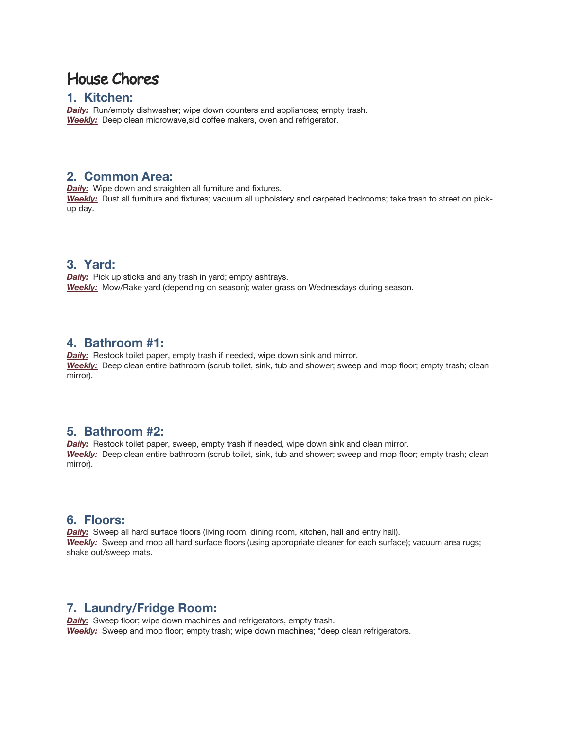# House Chores

## 1. Kitchen:

***Daily:*** Run/empty dishwasher; wipe down counters and appliances; empty trash.
***Weekly:*** Deep clean microwave,sid coffee makers, oven and refrigerator.

## 2. Common Area:

***Daily:*** Wipe down and straighten all furniture and fixtures.
***Weekly:*** Dust all furniture and fixtures; vacuum all upholstery and carpeted bedrooms; take trash to street on pick-up day.

## 3. Yard:

***Daily:*** Pick up sticks and any trash in yard; empty ashtrays.
***Weekly:*** Mow/Rake yard (depending on season); water grass on Wednesdays during season.

## 4. Bathroom #1:

***Daily:*** Restock toilet paper, empty trash if needed, wipe down sink and mirror.
***Weekly:*** Deep clean entire bathroom (scrub toilet, sink, tub and shower; sweep and mop floor; empty trash; clean mirror).

## 5. Bathroom #2:

***Daily:*** Restock toilet paper, sweep, empty trash if needed, wipe down sink and clean mirror.
***Weekly:*** Deep clean entire bathroom (scrub toilet, sink, tub and shower; sweep and mop floor; empty trash; clean mirror).

## 6. Floors:

***Daily:*** Sweep all hard surface floors (living room, dining room, kitchen, hall and entry hall).
***Weekly:*** Sweep and mop all hard surface floors (using appropriate cleaner for each surface); vacuum area rugs; shake out/sweep mats.

## 7. Laundry/Fridge Room:

***Daily:*** Sweep floor; wipe down machines and refrigerators, empty trash.
***Weekly:*** Sweep and mop floor; empty trash; wipe down machines; *deep clean refrigerators.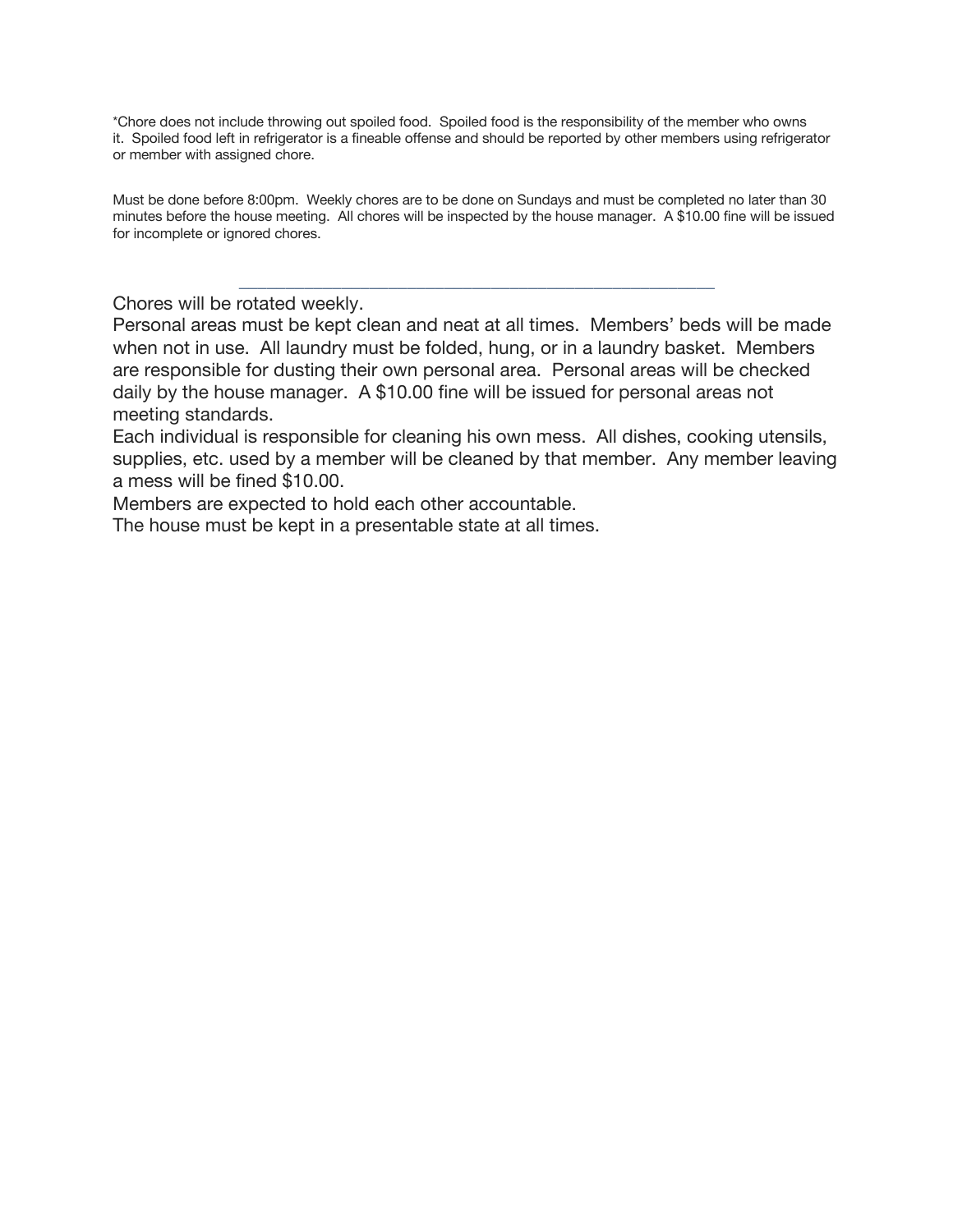*Chore does not include throwing out spoiled food. Spoiled food is the responsibility of the member who owns it. Spoiled food left in refrigerator is a fineable offense and should be reported by other members using refrigerator or member with assigned chore.

Must be done before 8:00pm. Weekly chores are to be done on Sundays and must be completed no later than 30 minutes before the house meeting. All chores will be inspected by the house manager. A $10.00 fine will be issued for incomplete or ignored chores.

---

Chores will be rotated weekly.

Personal areas must be kept clean and neat at all times. Members' beds will be made when not in use. All laundry must be folded, hung, or in a laundry basket. Members are responsible for dusting their own personal area. Personal areas will be checked daily by the house manager. A $10.00 fine will be issued for personal areas not meeting standards.

Each individual is responsible for cleaning his own mess. All dishes, cooking utensils, supplies, etc. used by a member will be cleaned by that member. Any member leaving a mess will be fined $10.00.

Members are expected to hold each other accountable.

The house must be kept in a presentable state at all times.